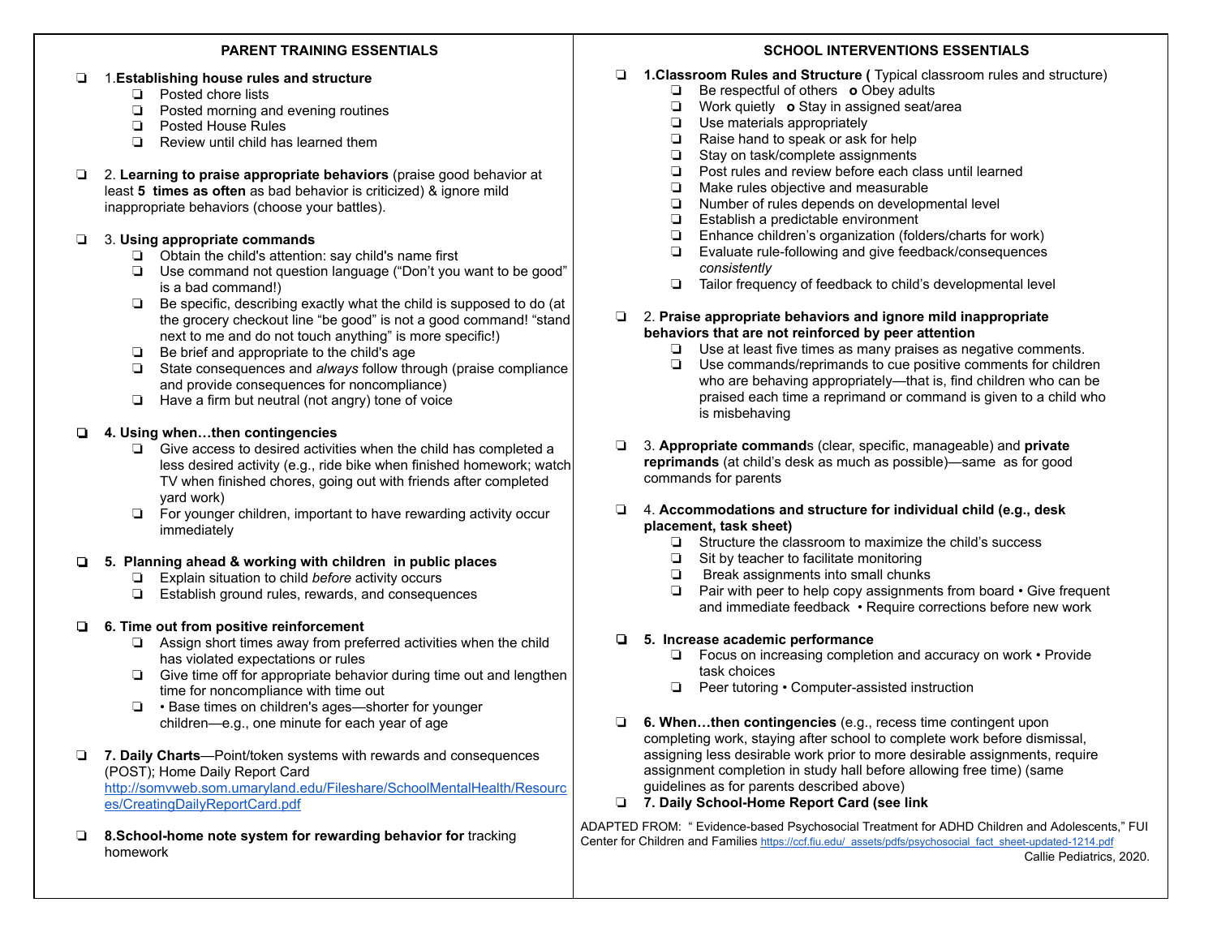## PARENT TRAINING ESSENTIALS

- 1.**Establishing house rules and structure**
  - Posted chore lists
  - Posted morning and evening routines
  - Posted House Rules
  - Review until child has learned them

- 2. **Learning to praise appropriate behaviors** (praise good behavior at least **5 times as often** as bad behavior is criticized) & ignore mild inappropriate behaviors (choose your battles).

- 3. **Using appropriate commands**
  - Obtain the child's attention: say child's name first
  - Use command not question language ("Don't you want to be good" is a bad command!)
  - Be specific, describing exactly what the child is supposed to do (at the grocery checkout line "be good" is not a good command! "stand next to me and do not touch anything" is more specific!)
  - Be brief and appropriate to the child's age
  - State consequences and *always* follow through (praise compliance and provide consequences for noncompliance)
  - Have a firm but neutral (not angry) tone of voice

- **4. Using when…then contingencies**
  - Give access to desired activities when the child has completed a less desired activity (e.g., ride bike when finished homework; watch TV when finished chores, going out with friends after completed yard work)
  - For younger children, important to have rewarding activity occur immediately

- **5. Planning ahead & working with children in public places**
  - Explain situation to child *before* activity occurs
  - Establish ground rules, rewards, and consequences

- **6. Time out from positive reinforcement**
  - Assign short times away from preferred activities when the child has violated expectations or rules
  - Give time off for appropriate behavior during time out and lengthen time for noncompliance with time out
  - • Base times on children's ages—shorter for younger children—e.g., one minute for each year of age

- **7. Daily Charts**—Point/token systems with rewards and consequences (POST); Home Daily Report Card http://somvweb.som.umaryland.edu/Fileshare/SchoolMentalHealth/Resources/CreatingDailyReportCard.pdf

- **8.School-home note system for rewarding behavior for** tracking homework

## SCHOOL INTERVENTIONS ESSENTIALS

- **1.Classroom Rules and Structure (** Typical classroom rules and structure)
  - Be respectful of others **o** Obey adults
  - Work quietly **o** Stay in assigned seat/area
  - Use materials appropriately
  - Raise hand to speak or ask for help
  - Stay on task/complete assignments
  - Post rules and review before each class until learned
  - Make rules objective and measurable
  - Number of rules depends on developmental level
  - Establish a predictable environment
  - Enhance children's organization (folders/charts for work)
  - Evaluate rule-following and give feedback/consequences *consistently*
  - Tailor frequency of feedback to child's developmental level

- 2. **Praise appropriate behaviors and ignore mild inappropriate behaviors that are not reinforced by peer attention**
  - Use at least five times as many praises as negative comments.
  - Use commands/reprimands to cue positive comments for children who are behaving appropriately—that is, find children who can be praised each time a reprimand or command is given to a child who is misbehaving

- 3. **Appropriate command**s (clear, specific, manageable) and **private reprimands** (at child's desk as much as possible)—same as for good commands for parents

- 4. **Accommodations and structure for individual child (e.g., desk placement, task sheet)**
  - Structure the classroom to maximize the child's success
  - Sit by teacher to facilitate monitoring
  - Break assignments into small chunks
  - Pair with peer to help copy assignments from board • Give frequent and immediate feedback • Require corrections before new work

- **5. Increase academic performance**
  - Focus on increasing completion and accuracy on work • Provide task choices
  - Peer tutoring • Computer-assisted instruction

- **6. When…then contingencies** (e.g., recess time contingent upon completing work, staying after school to complete work before dismissal, assigning less desirable work prior to more desirable assignments, require assignment completion in study hall before allowing free time) (same guidelines as for parents described above)
- **7. Daily School-Home Report Card (see link**

ADAPTED FROM: " Evidence-based Psychosocial Treatment for ADHD Children and Adolescents," FUI Center for Children and Families https://ccf.fiu.edu/_assets/pdfs/psychosocial_fact_sheet-updated-1214.pdf

Callie Pediatrics, 2020.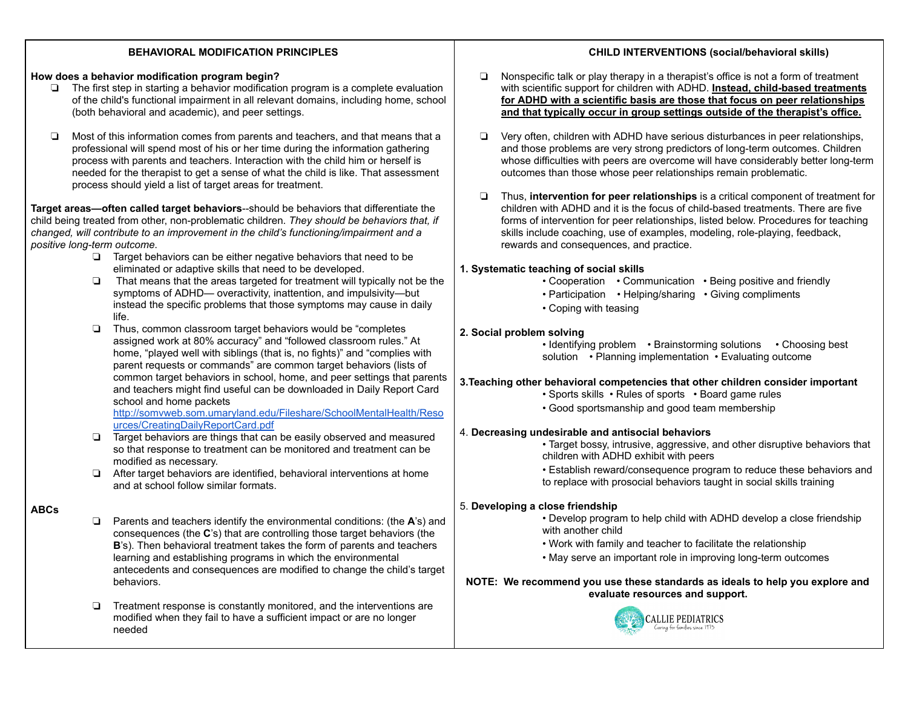## BEHAVIORAL MODIFICATION PRINCIPLES

**How does a behavior modification program begin?**

- The first step in starting a behavior modification program is a complete evaluation of the child's functional impairment in all relevant domains, including home, school (both behavioral and academic), and peer settings.
- Most of this information comes from parents and teachers, and that means that a professional will spend most of his or her time during the information gathering process with parents and teachers. Interaction with the child him or herself is needed for the therapist to get a sense of what the child is like. That assessment process should yield a list of target areas for treatment.

**Target areas—often called target behaviors**--should be behaviors that differentiate the child being treated from other, non-problematic children. *They should be behaviors that, if changed, will contribute to an improvement in the child's functioning/impairment and a positive long-term outcome.*

- Target behaviors can be either negative behaviors that need to be eliminated or adaptive skills that need to be developed.
- That means that the areas targeted for treatment will typically not be the symptoms of ADHD— overactivity, inattention, and impulsivity—but instead the specific problems that those symptoms may cause in daily life.
- Thus, common classroom target behaviors would be "completes assigned work at 80% accuracy" and "followed classroom rules." At home, "played well with siblings (that is, no fights)" and "complies with parent requests or commands" are common target behaviors (lists of common target behaviors in school, home, and peer settings that parents and teachers might find useful can be downloaded in Daily Report Card school and home packets http://somvweb.som.umaryland.edu/Fileshare/SchoolMentalHealth/Resources/CreatingDailyReportCard.pdf
- Target behaviors are things that can be easily observed and measured so that response to treatment can be monitored and treatment can be modified as necessary.
- After target behaviors are identified, behavioral interventions at home and at school follow similar formats.

**ABCs**

- Parents and teachers identify the environmental conditions: (the **A**'s) and consequences (the **C**'s) that are controlling those target behaviors (the **B**'s). Then behavioral treatment takes the form of parents and teachers learning and establishing programs in which the environmental antecedents and consequences are modified to change the child's target behaviors.
- Treatment response is constantly monitored, and the interventions are modified when they fail to have a sufficient impact or are no longer needed

## CHILD INTERVENTIONS (social/behavioral skills)

- Nonspecific talk or play therapy in a therapist's office is not a form of treatment with scientific support for children with ADHD. **Instead, child-based treatments for ADHD with a scientific basis are those that focus on peer relationships and that typically occur in group settings outside of the therapist's office.**
- Very often, children with ADHD have serious disturbances in peer relationships, and those problems are very strong predictors of long-term outcomes. Children whose difficulties with peers are overcome will have considerably better long-term outcomes than those whose peer relationships remain problematic.
- Thus, **intervention for peer relationships** is a critical component of treatment for children with ADHD and it is the focus of child-based treatments. There are five forms of intervention for peer relationships, listed below. Procedures for teaching skills include coaching, use of examples, modeling, role-playing, feedback, rewards and consequences, and practice.

**1. Systematic teaching of social skills**

• Cooperation • Communication • Being positive and friendly
• Participation • Helping/sharing • Giving compliments
• Coping with teasing

**2. Social problem solving**

• Identifying problem • Brainstorming solutions • Choosing best solution • Planning implementation • Evaluating outcome

**3.Teaching other behavioral competencies that other children consider important**

• Sports skills • Rules of sports • Board game rules
• Good sportsmanship and good team membership

4. **Decreasing undesirable and antisocial behaviors**

• Target bossy, intrusive, aggressive, and other disruptive behaviors that children with ADHD exhibit with peers
• Establish reward/consequence program to reduce these behaviors and to replace with prosocial behaviors taught in social skills training

5. **Developing a close friendship**

• Develop program to help child with ADHD develop a close friendship with another child
• Work with family and teacher to facilitate the relationship
• May serve an important role in improving long-term outcomes

**NOTE: We recommend you use these standards as ideals to help you explore and evaluate resources and support.**

CALLIE PEDIATRICS
Caring for families since 1973